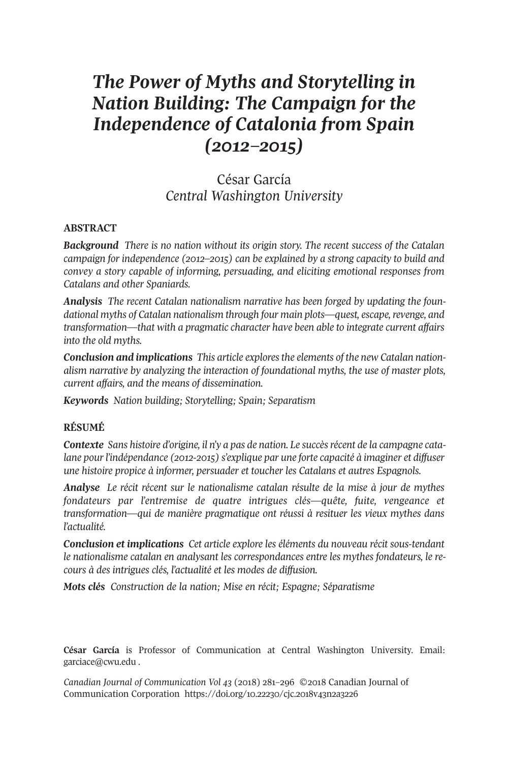# *The Power of Myths and Storytelling in Nation Building: The Campaign for the Independence of Catalonia from Spain (2012–2015)*

César García
*Central Washington University*

## ABSTRACT

***Background*** *There is no nation without its origin story. The recent success of the Catalan campaign for independence (2012–2015) can be explained by a strong capacity to build and convey a story capable of informing, persuading, and eliciting emotional responses from Catalans and other Spaniards.*

***Analysis*** *The recent Catalan nationalism narrative has been forged by updating the foundational myths of Catalan nationalism through four main plots—quest, escape, revenge, and transformation—that with a pragmatic character have been able to integrate current affairs into the old myths.*

***Conclusion and implications*** *This article explores the elements of the new Catalan nationalism narrative by analyzing the interaction of foundational myths, the use of master plots, current affairs, and the means of dissemination.*

***Keywords*** *Nation building; Storytelling; Spain; Separatism*

## RÉSUMÉ

***Contexte*** *Sans histoire d'origine, il n'y a pas de nation. Le succès récent de la campagne catalane pour l'indépendance (2012-2015) s'explique par une forte capacité à imaginer et diffuser une histoire propice à informer, persuader et toucher les Catalans et autres Espagnols.*

***Analyse*** *Le récit récent sur le nationalisme catalan résulte de la mise à jour de mythes fondateurs par l'entremise de quatre intrigues clés—quête, fuite, vengeance et transformation—qui de manière pragmatique ont réussi à resituer les vieux mythes dans l'actualité.*

***Conclusion et implications*** *Cet article explore les éléments du nouveau récit sous-tendant le nationalisme catalan en analysant les correspondances entre les mythes fondateurs, le recours à des intrigues clés, l'actualité et les modes de diffusion.*

***Mots clés*** *Construction de la nation; Mise en récit; Espagne; Séparatisme*

**César García** is Professor of Communication at Central Washington University. Email: garciace@cwu.edu .

*Canadian Journal of Communication Vol 43* (2018) 281–296 ©2018 Canadian Journal of Communication Corporation https://doi.org/10.22230/cjc.2018v43n2a3226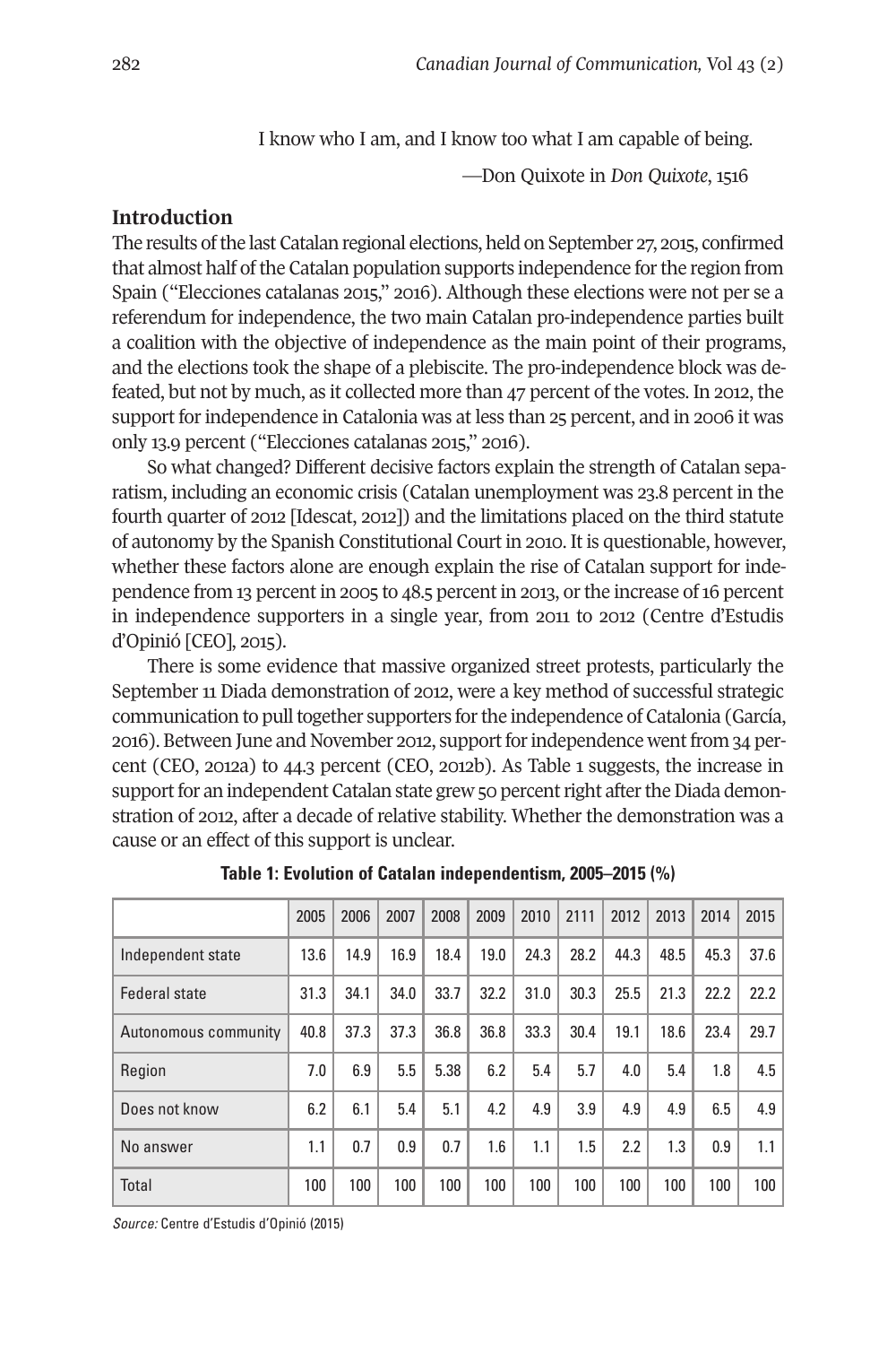I know who I am, and I know too what I am capable of being.

—Don Quixote in *Don Quixote*, 1516

## Introduction

The results of the last Catalan regional elections, held on September 27, 2015, confirmed that almost half of the Catalan population supports independence for the region from Spain ("Elecciones catalanas 2015," 2016). Although these elections were not per se a referendum for independence, the two main Catalan pro-independence parties built a coalition with the objective of independence as the main point of their programs, and the elections took the shape of a plebiscite. The pro-independence block was defeated, but not by much, as it collected more than 47 percent of the votes. In 2012, the support for independence in Catalonia was at less than 25 percent, and in 2006 it was only 13.9 percent ("Elecciones catalanas 2015," 2016).

So what changed? Different decisive factors explain the strength of Catalan separatism, including an economic crisis (Catalan unemployment was 23.8 percent in the fourth quarter of 2012 [Idescat, 2012]) and the limitations placed on the third statute of autonomy by the Spanish Constitutional Court in 2010. It is questionable, however, whether these factors alone are enough explain the rise of Catalan support for independence from 13 percent in 2005 to 48.5 percent in 2013, or the increase of 16 percent in independence supporters in a single year, from 2011 to 2012 (Centre d'Estudis d'Opinió [CEO], 2015).

There is some evidence that massive organized street protests, particularly the September 11 Diada demonstration of 2012, were a key method of successful strategic communication to pull together supporters for the independence of Catalonia (García, 2016). Between June and November 2012, support for independence went from 34 percent (CEO, 2012a) to 44.3 percent (CEO, 2012b). As Table 1 suggests, the increase in support for an independent Catalan state grew 50 percent right after the Diada demonstration of 2012, after a decade of relative stability. Whether the demonstration was a cause or an effect of this support is unclear.

**Table 1: Evolution of Catalan independentism, 2005–2015 (%)**

| | 2005 | 2006 | 2007 | 2008 | 2009 | 2010 | 2111 | 2012 | 2013 | 2014 | 2015 |
|---|---|---|---|---|---|---|---|---|---|---|---|
| Independent state | 13.6 | 14.9 | 16.9 | 18.4 | 19.0 | 24.3 | 28.2 | 44.3 | 48.5 | 45.3 | 37.6 |
| Federal state | 31.3 | 34.1 | 34.0 | 33.7 | 32.2 | 31.0 | 30.3 | 25.5 | 21.3 | 22.2 | 22.2 |
| Autonomous community | 40.8 | 37.3 | 37.3 | 36.8 | 36.8 | 33.3 | 30.4 | 19.1 | 18.6 | 23.4 | 29.7 |
| Region | 7.0 | 6.9 | 5.5 | 5.38 | 6.2 | 5.4 | 5.7 | 4.0 | 5.4 | 1.8 | 4.5 |
| Does not know | 6.2 | 6.1 | 5.4 | 5.1 | 4.2 | 4.9 | 3.9 | 4.9 | 4.9 | 6.5 | 4.9 |
| No answer | 1.1 | 0.7 | 0.9 | 0.7 | 1.6 | 1.1 | 1.5 | 2.2 | 1.3 | 0.9 | 1.1 |
| Total | 100 | 100 | 100 | 100 | 100 | 100 | 100 | 100 | 100 | 100 | 100 |

*Source:* Centre d'Estudis d'Opinió (2015)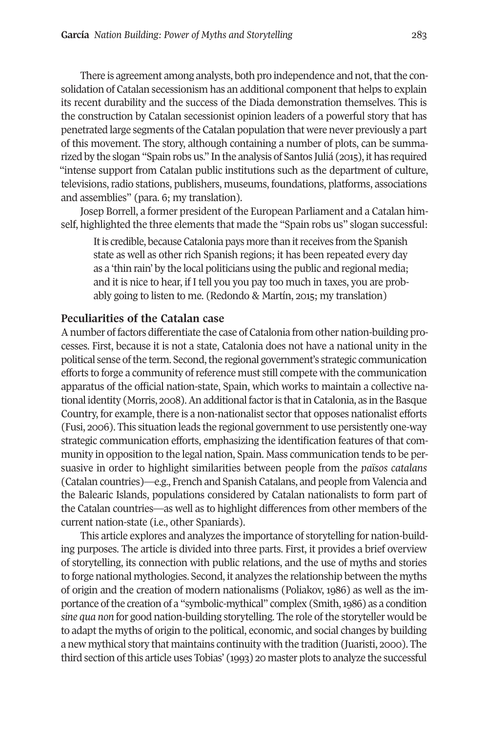There is agreement among analysts, both pro independence and not, that the consolidation of Catalan secessionism has an additional component that helps to explain its recent durability and the success of the Diada demonstration themselves. This is the construction by Catalan secessionist opinion leaders of a powerful story that has penetrated large segments of the Catalan population that were never previously a part of this movement. The story, although containing a number of plots, can be summarized by the slogan "Spain robs us." In the analysis of Santos Juliá (2015), it has required "intense support from Catalan public institutions such as the department of culture, televisions, radio stations, publishers, museums, foundations, platforms, associations and assemblies" (para. 6; my translation).

Josep Borrell, a former president of the European Parliament and a Catalan himself, highlighted the three elements that made the "Spain robs us" slogan successful:

> It is credible, because Catalonia pays more than it receives from the Spanish state as well as other rich Spanish regions; it has been repeated every day as a 'thin rain' by the local politicians using the public and regional media; and it is nice to hear, if I tell you you pay too much in taxes, you are probably going to listen to me. (Redondo & Martín, 2015; my translation)

## Peculiarities of the Catalan case

A number of factors differentiate the case of Catalonia from other nation-building processes. First, because it is not a state, Catalonia does not have a national unity in the political sense of the term. Second, the regional government's strategic communication efforts to forge a community of reference must still compete with the communication apparatus of the official nation-state, Spain, which works to maintain a collective national identity (Morris, 2008). An additional factor is that in Catalonia, as in the Basque Country, for example, there is a non-nationalist sector that opposes nationalist efforts (Fusi, 2006). This situation leads the regional government to use persistently one-way strategic communication efforts, emphasizing the identification features of that community in opposition to the legal nation, Spain. Mass communication tends to be persuasive in order to highlight similarities between people from the *països catalans* (Catalan countries)—e.g., French and Spanish Catalans, and people from Valencia and the Balearic Islands, populations considered by Catalan nationalists to form part of the Catalan countries—as well as to highlight differences from other members of the current nation-state (i.e., other Spaniards).

This article explores and analyzes the importance of storytelling for nation-building purposes. The article is divided into three parts. First, it provides a brief overview of storytelling, its connection with public relations, and the use of myths and stories to forge national mythologies. Second, it analyzes the relationship between the myths of origin and the creation of modern nationalisms (Poliakov, 1986) as well as the importance of the creation of a "symbolic-mythical" complex (Smith, 1986) as a condition *sine qua non* for good nation-building storytelling. The role of the storyteller would be to adapt the myths of origin to the political, economic, and social changes by building a new mythical story that maintains continuity with the tradition (Juaristi, 2000). The third section of this article uses Tobias' (1993) 20 master plots to analyze the successful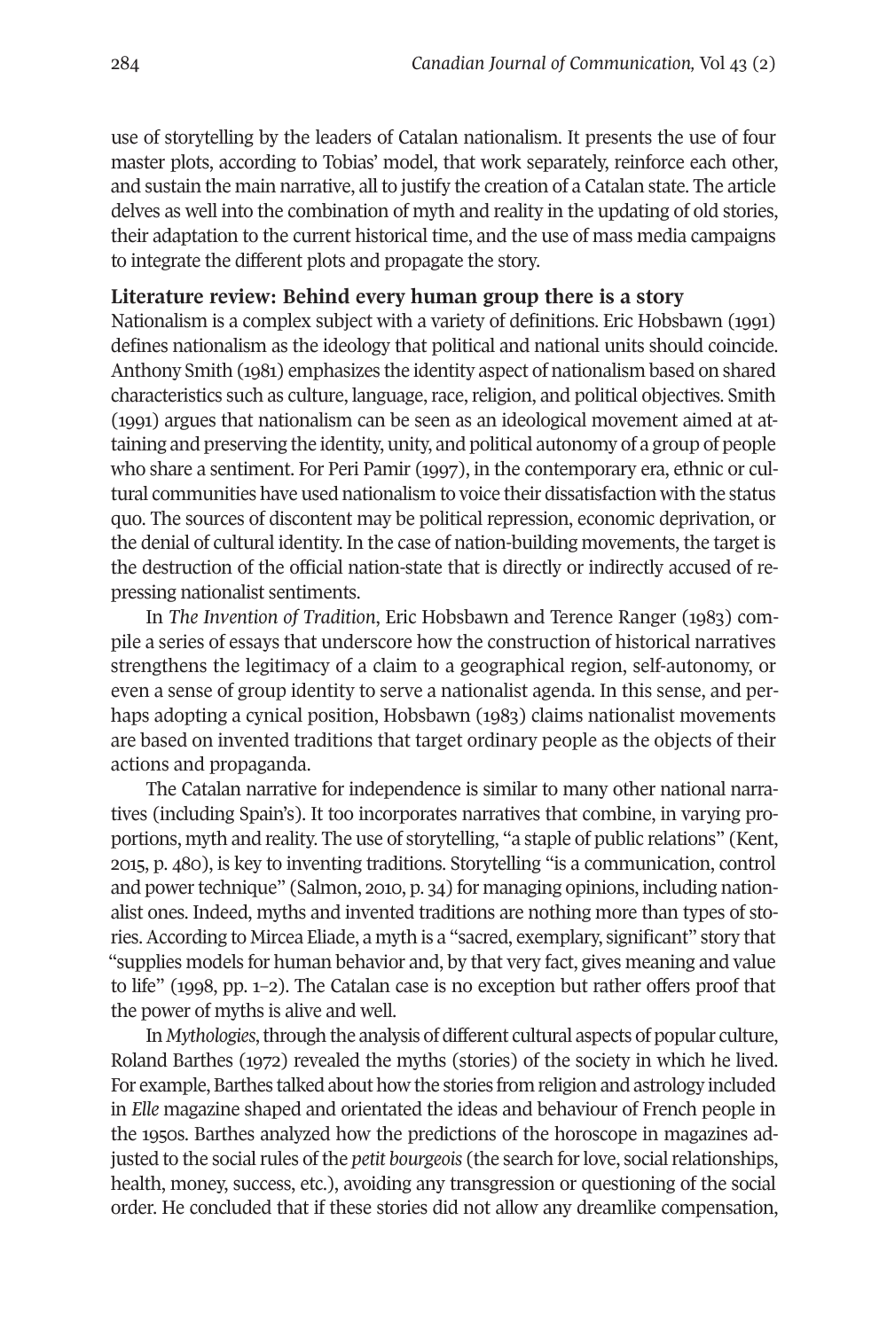use of storytelling by the leaders of Catalan nationalism. It presents the use of four master plots, according to Tobias' model, that work separately, reinforce each other, and sustain the main narrative, all to justify the creation of a Catalan state. The article delves as well into the combination of myth and reality in the updating of old stories, their adaptation to the current historical time, and the use of mass media campaigns to integrate the different plots and propagate the story.

## Literature review: Behind every human group there is a story

Nationalism is a complex subject with a variety of definitions. Eric Hobsbawn (1991) defines nationalism as the ideology that political and national units should coincide. Anthony Smith (1981) emphasizes the identity aspect of nationalism based on shared characteristics such as culture, language, race, religion, and political objectives. Smith (1991) argues that nationalism can be seen as an ideological movement aimed at attaining and preserving the identity, unity, and political autonomy of a group of people who share a sentiment. For Peri Pamir (1997), in the contemporary era, ethnic or cultural communities have used nationalism to voice their dissatisfaction with the status quo. The sources of discontent may be political repression, economic deprivation, or the denial of cultural identity. In the case of nation-building movements, the target is the destruction of the official nation-state that is directly or indirectly accused of repressing nationalist sentiments.

In *The Invention of Tradition*, Eric Hobsbawn and Terence Ranger (1983) compile a series of essays that underscore how the construction of historical narratives strengthens the legitimacy of a claim to a geographical region, self-autonomy, or even a sense of group identity to serve a nationalist agenda. In this sense, and perhaps adopting a cynical position, Hobsbawn (1983) claims nationalist movements are based on invented traditions that target ordinary people as the objects of their actions and propaganda.

The Catalan narrative for independence is similar to many other national narratives (including Spain's). It too incorporates narratives that combine, in varying proportions, myth and reality. The use of storytelling, "a staple of public relations" (Kent, 2015, p. 480), is key to inventing traditions. Storytelling "is a communication, control and power technique" (Salmon, 2010, p. 34) for managing opinions, including nationalist ones. Indeed, myths and invented traditions are nothing more than types of stories. According to Mircea Eliade, a myth is a "sacred, exemplary, significant" story that "supplies models for human behavior and, by that very fact, gives meaning and value to life" (1998, pp. 1–2). The Catalan case is no exception but rather offers proof that the power of myths is alive and well.

In *Mythologies*, through the analysis of different cultural aspects of popular culture, Roland Barthes (1972) revealed the myths (stories) of the society in which he lived. For example, Barthes talked about how the stories from religion and astrology included in *Elle* magazine shaped and orientated the ideas and behaviour of French people in the 1950s. Barthes analyzed how the predictions of the horoscope in magazines adjusted to the social rules of the *petit bourgeois* (the search for love, social relationships, health, money, success, etc.), avoiding any transgression or questioning of the social order. He concluded that if these stories did not allow any dreamlike compensation,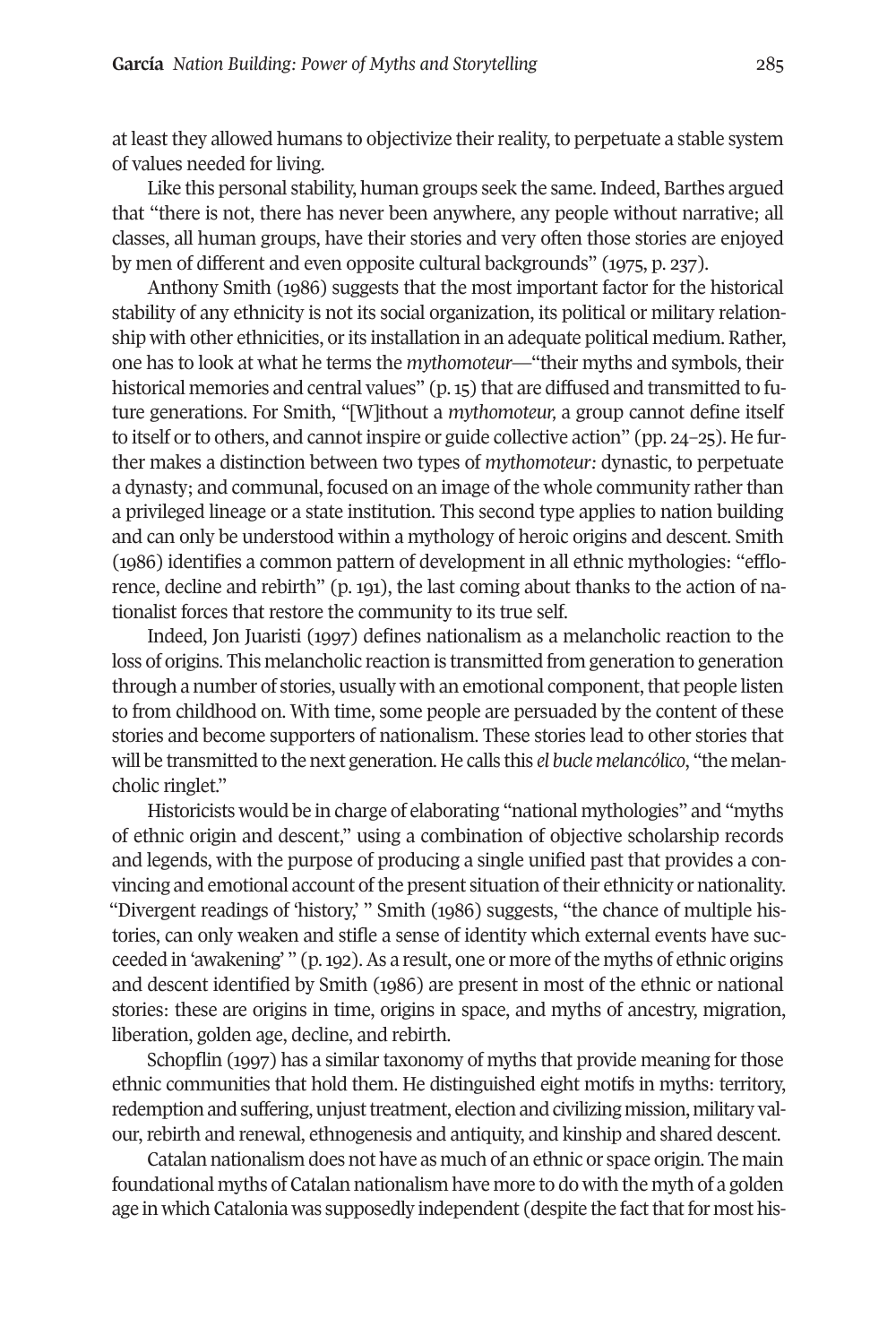at least they allowed humans to objectivize their reality, to perpetuate a stable system of values needed for living.

Like this personal stability, human groups seek the same. Indeed, Barthes argued that "there is not, there has never been anywhere, any people without narrative; all classes, all human groups, have their stories and very often those stories are enjoyed by men of different and even opposite cultural backgrounds" (1975, p. 237).

Anthony Smith (1986) suggests that the most important factor for the historical stability of any ethnicity is not its social organization, its political or military relationship with other ethnicities, or its installation in an adequate political medium. Rather, one has to look at what he terms the *mythomoteur*—"their myths and symbols, their historical memories and central values" (p. 15) that are diffused and transmitted to future generations. For Smith, "[W]ithout a *mythomoteur,* a group cannot define itself to itself or to others, and cannot inspire or guide collective action" (pp. 24–25). He further makes a distinction between two types of *mythomoteur*: dynastic, to perpetuate a dynasty; and communal, focused on an image of the whole community rather than a privileged lineage or a state institution. This second type applies to nation building and can only be understood within a mythology of heroic origins and descent. Smith (1986) identifies a common pattern of development in all ethnic mythologies: "efflorence, decline and rebirth" (p. 191), the last coming about thanks to the action of nationalist forces that restore the community to its true self.

Indeed, Jon Juaristi (1997) defines nationalism as a melancholic reaction to the loss of origins. This melancholic reaction is transmitted from generation to generation through a number of stories, usually with an emotional component, that people listen to from childhood on. With time, some people are persuaded by the content of these stories and become supporters of nationalism. These stories lead to other stories that will be transmitted to the next generation. He calls this *el bucle melancólico*, "the melancholic ringlet."

Historicists would be in charge of elaborating "national mythologies" and "myths of ethnic origin and descent," using a combination of objective scholarship records and legends, with the purpose of producing a single unified past that provides a convincing and emotional account of the present situation of their ethnicity or nationality. "Divergent readings of 'history,' " Smith (1986) suggests, "the chance of multiple histories, can only weaken and stifle a sense of identity which external events have succeeded in 'awakening' " (p. 192). As a result, one or more of the myths of ethnic origins and descent identified by Smith (1986) are present in most of the ethnic or national stories: these are origins in time, origins in space, and myths of ancestry, migration, liberation, golden age, decline, and rebirth.

Schopflin (1997) has a similar taxonomy of myths that provide meaning for those ethnic communities that hold them. He distinguished eight motifs in myths: territory, redemption and suffering, unjust treatment, election and civilizing mission, military valour, rebirth and renewal, ethnogenesis and antiquity, and kinship and shared descent.

Catalan nationalism does not have as much of an ethnic or space origin. The main foundational myths of Catalan nationalism have more to do with the myth of a golden age in which Catalonia was supposedly independent (despite the fact that for most his-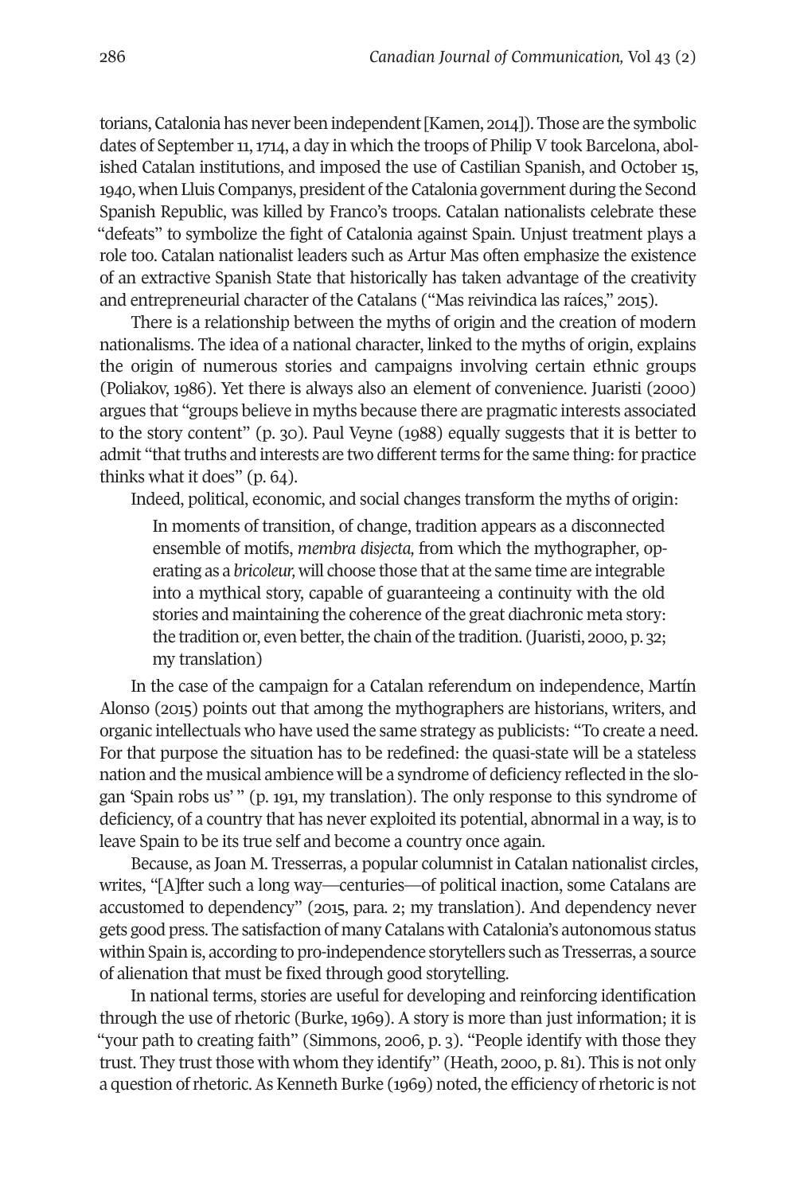torians, Catalonia has never been independent [Kamen, 2014]). Those are the symbolic dates of September 11, 1714, a day in which the troops of Philip V took Barcelona, abolished Catalan institutions, and imposed the use of Castilian Spanish, and October 15, 1940, when Lluis Companys, president of the Catalonia government during the Second Spanish Republic, was killed by Franco's troops. Catalan nationalists celebrate these "defeats" to symbolize the fight of Catalonia against Spain. Unjust treatment plays a role too. Catalan nationalist leaders such as Artur Mas often emphasize the existence of an extractive Spanish State that historically has taken advantage of the creativity and entrepreneurial character of the Catalans ("Mas reivindica las raíces," 2015).

There is a relationship between the myths of origin and the creation of modern nationalisms. The idea of a national character, linked to the myths of origin, explains the origin of numerous stories and campaigns involving certain ethnic groups (Poliakov, 1986). Yet there is always also an element of convenience. Juaristi (2000) argues that "groups believe in myths because there are pragmatic interests associated to the story content" (p. 30). Paul Veyne (1988) equally suggests that it is better to admit "that truths and interests are two different terms for the same thing: for practice thinks what it does" (p. 64).

Indeed, political, economic, and social changes transform the myths of origin:

> In moments of transition, of change, tradition appears as a disconnected ensemble of motifs, *membra disjecta,* from which the mythographer, operating as a *bricoleur,* will choose those that at the same time are integrable into a mythical story, capable of guaranteeing a continuity with the old stories and maintaining the coherence of the great diachronic meta story: the tradition or, even better, the chain of the tradition. (Juaristi, 2000, p. 32; my translation)

In the case of the campaign for a Catalan referendum on independence, Martín Alonso (2015) points out that among the mythographers are historians, writers, and organic intellectuals who have used the same strategy as publicists: "To create a need. For that purpose the situation has to be redefined: the quasi-state will be a stateless nation and the musical ambience will be a syndrome of deficiency reflected in the slogan 'Spain robs us' " (p. 191, my translation). The only response to this syndrome of deficiency, of a country that has never exploited its potential, abnormal in a way, is to leave Spain to be its true self and become a country once again.

Because, as Joan M. Tresserras, a popular columnist in Catalan nationalist circles, writes, "[A]fter such a long way—centuries—of political inaction, some Catalans are accustomed to dependency" (2015, para. 2; my translation). And dependency never gets good press. The satisfaction of many Catalans with Catalonia's autonomous status within Spain is, according to pro-independence storytellers such as Tresserras, a source of alienation that must be fixed through good storytelling.

In national terms, stories are useful for developing and reinforcing identification through the use of rhetoric (Burke, 1969). A story is more than just information; it is "your path to creating faith" (Simmons, 2006, p. 3). "People identify with those they trust. They trust those with whom they identify" (Heath, 2000, p. 81). This is not only a question of rhetoric. As Kenneth Burke (1969) noted, the efficiency of rhetoric is not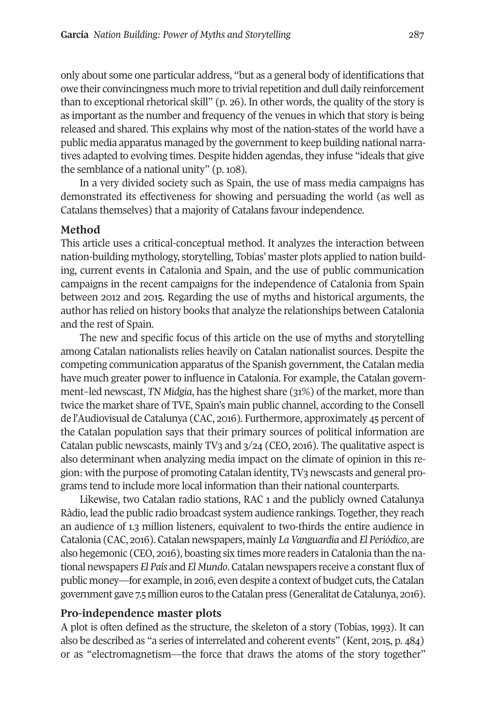only about some one particular address, "but as a general body of identifications that owe their convincingness much more to trivial repetition and dull daily reinforcement than to exceptional rhetorical skill" (p. 26). In other words, the quality of the story is as important as the number and frequency of the venues in which that story is being released and shared. This explains why most of the nation-states of the world have a public media apparatus managed by the government to keep building national narratives adapted to evolving times. Despite hidden agendas, they infuse "ideals that give the semblance of a national unity" (p. 108).

In a very divided society such as Spain, the use of mass media campaigns has demonstrated its effectiveness for showing and persuading the world (as well as Catalans themselves) that a majority of Catalans favour independence.

## Method

This article uses a critical-conceptual method. It analyzes the interaction between nation-building mythology, storytelling, Tobias' master plots applied to nation building, current events in Catalonia and Spain, and the use of public communication campaigns in the recent campaigns for the independence of Catalonia from Spain between 2012 and 2015. Regarding the use of myths and historical arguments, the author has relied on history books that analyze the relationships between Catalonia and the rest of Spain.

The new and specific focus of this article on the use of myths and storytelling among Catalan nationalists relies heavily on Catalan nationalist sources. Despite the competing communication apparatus of the Spanish government, the Catalan media have much greater power to influence in Catalonia. For example, the Catalan government–led newscast, *TN Midgia*, has the highest share (31%) of the market, more than twice the market share of TVE, Spain's main public channel, according to the Consell de l'Audiovisual de Catalunya (CAC, 2016). Furthermore, approximately 45 percent of the Catalan population says that their primary sources of political information are Catalan public newscasts, mainly TV3 and 3/24 (CEO, 2016). The qualitative aspect is also determinant when analyzing media impact on the climate of opinion in this region: with the purpose of promoting Catalan identity, TV3 newscasts and general programs tend to include more local information than their national counterparts.

Likewise, two Catalan radio stations, RAC 1 and the publicly owned Catalunya Ràdio, lead the public radio broadcast system audience rankings. Together, they reach an audience of 1.3 million listeners, equivalent to two-thirds the entire audience in Catalonia (CAC, 2016). Catalan newspapers, mainly *La Vanguardia* and *El Periódico*, are also hegemonic (CEO, 2016), boasting six times more readers in Catalonia than the national newspapers *El País* and *El Mundo*. Catalan newspapers receive a constant flux of public money—for example, in 2016, even despite a context of budget cuts, the Catalan government gave 7.5 million euros to the Catalan press (Generalitat de Catalunya, 2016).

## Pro-independence master plots

A plot is often defined as the structure, the skeleton of a story (Tobias, 1993). It can also be described as "a series of interrelated and coherent events" (Kent, 2015, p. 484) or as "electromagnetism—the force that draws the atoms of the story together"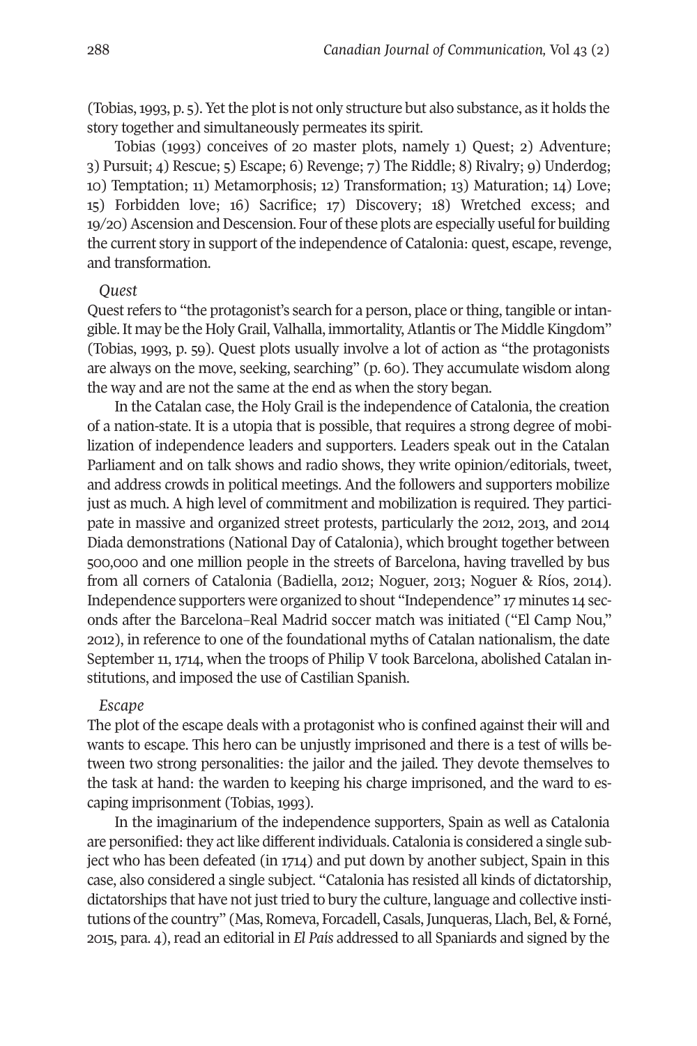(Tobias, 1993, p. 5). Yet the plot is not only structure but also substance, as it holds the story together and simultaneously permeates its spirit.

Tobias (1993) conceives of 20 master plots, namely 1) Quest; 2) Adventure; 3) Pursuit; 4) Rescue; 5) Escape; 6) Revenge; 7) The Riddle; 8) Rivalry; 9) Underdog; 10) Temptation; 11) Metamorphosis; 12) Transformation; 13) Maturation; 14) Love; 15) Forbidden love; 16) Sacrifice; 17) Discovery; 18) Wretched excess; and 19/20) Ascension and Descension. Four of these plots are especially useful for building the current story in support of the independence of Catalonia: quest, escape, revenge, and transformation.

*Quest*

Quest refers to "the protagonist's search for a person, place or thing, tangible or intangible. It may be the Holy Grail, Valhalla, immortality, Atlantis or The Middle Kingdom" (Tobias, 1993, p. 59). Quest plots usually involve a lot of action as "the protagonists are always on the move, seeking, searching" (p. 60). They accumulate wisdom along the way and are not the same at the end as when the story began.

In the Catalan case, the Holy Grail is the independence of Catalonia, the creation of a nation-state. It is a utopia that is possible, that requires a strong degree of mobilization of independence leaders and supporters. Leaders speak out in the Catalan Parliament and on talk shows and radio shows, they write opinion/editorials, tweet, and address crowds in political meetings. And the followers and supporters mobilize just as much. A high level of commitment and mobilization is required. They participate in massive and organized street protests, particularly the 2012, 2013, and 2014 Diada demonstrations (National Day of Catalonia), which brought together between 500,000 and one million people in the streets of Barcelona, having travelled by bus from all corners of Catalonia (Badiella, 2012; Noguer, 2013; Noguer & Ríos, 2014). Independence supporters were organized to shout "Independence" 17 minutes 14 seconds after the Barcelona–Real Madrid soccer match was initiated ("El Camp Nou," 2012), in reference to one of the foundational myths of Catalan nationalism, the date September 11, 1714, when the troops of Philip V took Barcelona, abolished Catalan institutions, and imposed the use of Castilian Spanish.

*Escape*

The plot of the escape deals with a protagonist who is confined against their will and wants to escape. This hero can be unjustly imprisoned and there is a test of wills between two strong personalities: the jailor and the jailed. They devote themselves to the task at hand: the warden to keeping his charge imprisoned, and the ward to escaping imprisonment (Tobias, 1993).

In the imaginarium of the independence supporters, Spain as well as Catalonia are personified: they act like different individuals. Catalonia is considered a single subject who has been defeated (in 1714) and put down by another subject, Spain in this case, also considered a single subject. "Catalonia has resisted all kinds of dictatorship, dictatorships that have not just tried to bury the culture, language and collective institutions of the country" (Mas, Romeva, Forcadell, Casals, Junqueras, Llach, Bel, & Forné, 2015, para. 4), read an editorial in *El País* addressed to all Spaniards and signed by the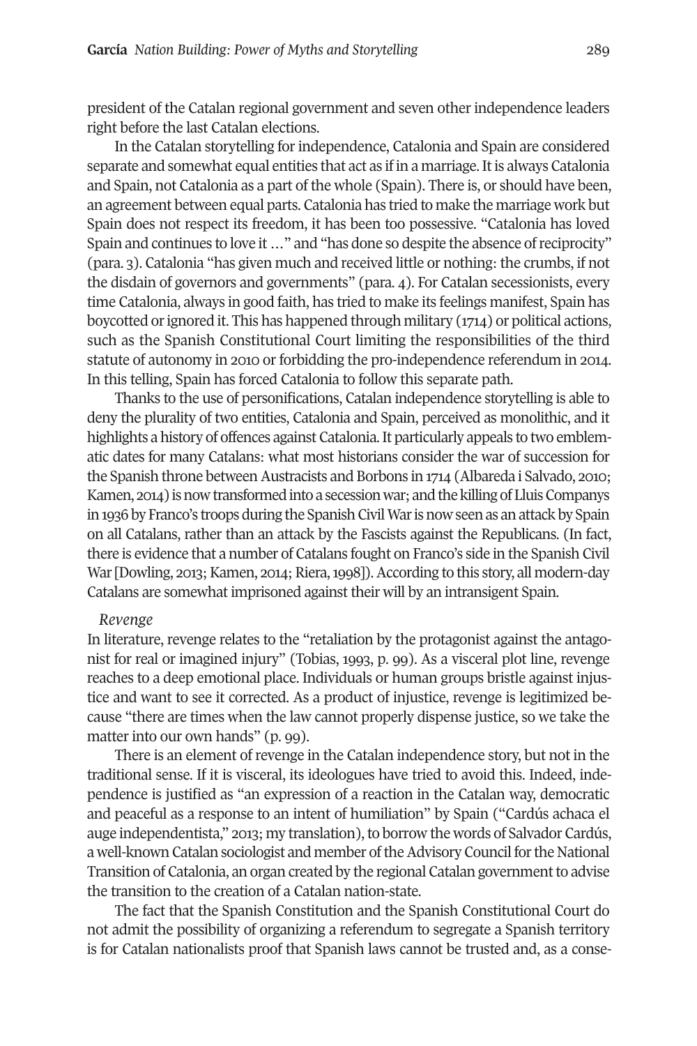president of the Catalan regional government and seven other independence leaders right before the last Catalan elections.

In the Catalan storytelling for independence, Catalonia and Spain are considered separate and somewhat equal entities that act as if in a marriage. It is always Catalonia and Spain, not Catalonia as a part of the whole (Spain). There is, or should have been, an agreement between equal parts. Catalonia has tried to make the marriage work but Spain does not respect its freedom, it has been too possessive. "Catalonia has loved Spain and continues to love it ..." and "has done so despite the absence of reciprocity" (para. 3). Catalonia "has given much and received little or nothing: the crumbs, if not the disdain of governors and governments" (para. 4). For Catalan secessionists, every time Catalonia, always in good faith, has tried to make its feelings manifest, Spain has boycotted or ignored it. This has happened through military (1714) or political actions, such as the Spanish Constitutional Court limiting the responsibilities of the third statute of autonomy in 2010 or forbidding the pro-independence referendum in 2014. In this telling, Spain has forced Catalonia to follow this separate path.

Thanks to the use of personifications, Catalan independence storytelling is able to deny the plurality of two entities, Catalonia and Spain, perceived as monolithic, and it highlights a history of offences against Catalonia. It particularly appeals to two emblematic dates for many Catalans: what most historians consider the war of succession for the Spanish throne between Austracists and Borbons in 1714 (Albareda i Salvado, 2010; Kamen, 2014) is now transformed into a secession war; and the killing of Lluis Companys in 1936 by Franco's troops during the Spanish Civil War is now seen as an attack by Spain on all Catalans, rather than an attack by the Fascists against the Republicans. (In fact, there is evidence that a number of Catalans fought on Franco's side in the Spanish Civil War [Dowling, 2013; Kamen, 2014; Riera, 1998]). According to this story, all modern-day Catalans are somewhat imprisoned against their will by an intransigent Spain.

*Revenge*

In literature, revenge relates to the "retaliation by the protagonist against the antagonist for real or imagined injury" (Tobias, 1993, p. 99). As a visceral plot line, revenge reaches to a deep emotional place. Individuals or human groups bristle against injustice and want to see it corrected. As a product of injustice, revenge is legitimized because "there are times when the law cannot properly dispense justice, so we take the matter into our own hands" (p. 99).

There is an element of revenge in the Catalan independence story, but not in the traditional sense. If it is visceral, its ideologues have tried to avoid this. Indeed, independence is justified as "an expression of a reaction in the Catalan way, democratic and peaceful as a response to an intent of humiliation" by Spain ("Cardús achaca el auge independentista," 2013; my translation), to borrow the words of Salvador Cardús, a well-known Catalan sociologist and member of the Advisory Council for the National Transition of Catalonia, an organ created by the regional Catalan government to advise the transition to the creation of a Catalan nation-state.

The fact that the Spanish Constitution and the Spanish Constitutional Court do not admit the possibility of organizing a referendum to segregate a Spanish territory is for Catalan nationalists proof that Spanish laws cannot be trusted and, as a conse-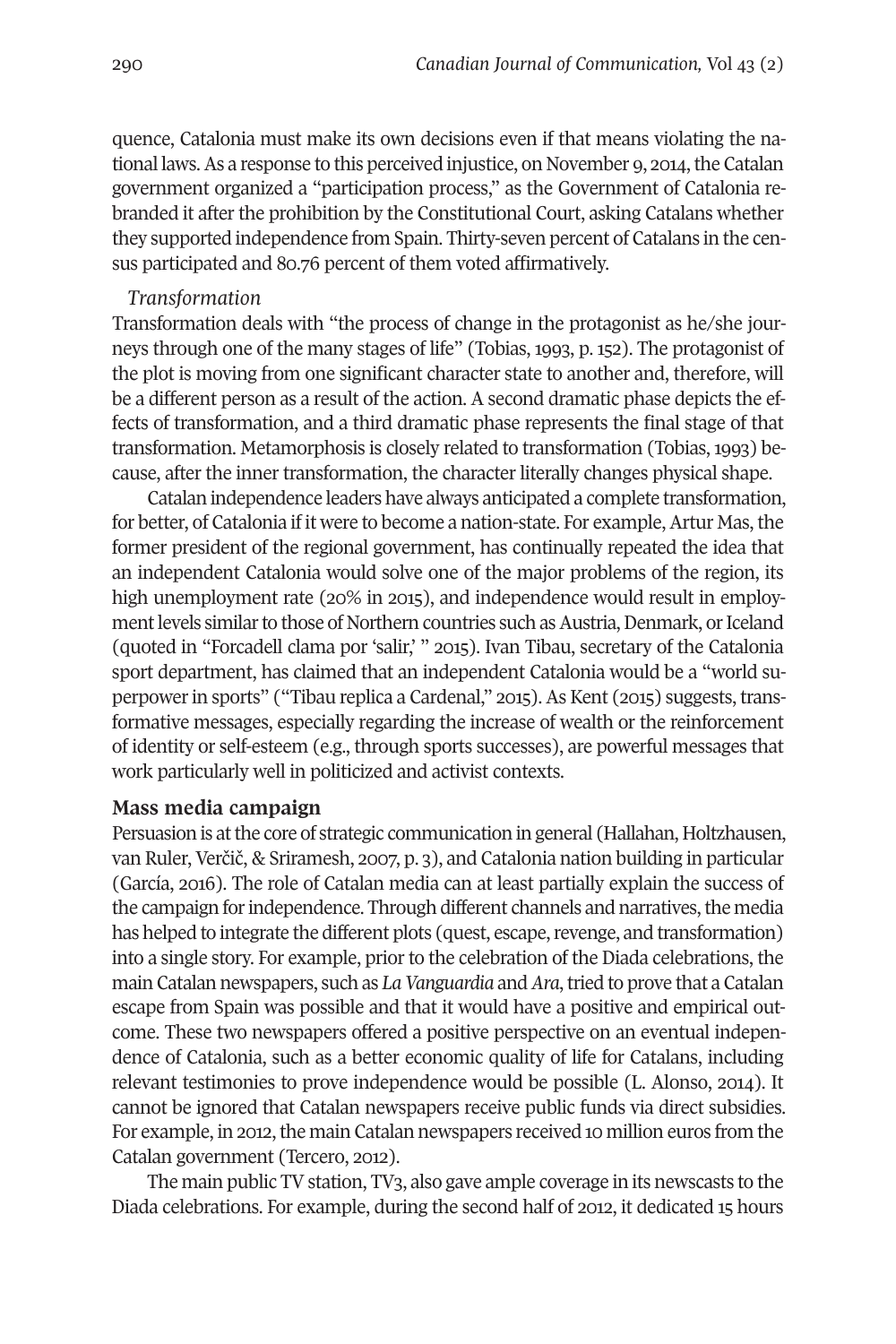quence, Catalonia must make its own decisions even if that means violating the national laws. As a response to this perceived injustice, on November 9, 2014, the Catalan government organized a "participation process," as the Government of Catalonia rebranded it after the prohibition by the Constitutional Court, asking Catalans whether they supported independence from Spain. Thirty-seven percent of Catalans in the census participated and 80.76 percent of them voted affirmatively.

*Transformation*

Transformation deals with "the process of change in the protagonist as he/she journeys through one of the many stages of life" (Tobias, 1993, p. 152). The protagonist of the plot is moving from one significant character state to another and, therefore, will be a different person as a result of the action. A second dramatic phase depicts the effects of transformation, and a third dramatic phase represents the final stage of that transformation. Metamorphosis is closely related to transformation (Tobias, 1993) because, after the inner transformation, the character literally changes physical shape.

Catalan independence leaders have always anticipated a complete transformation, for better, of Catalonia if it were to become a nation-state. For example, Artur Mas, the former president of the regional government, has continually repeated the idea that an independent Catalonia would solve one of the major problems of the region, its high unemployment rate (20% in 2015), and independence would result in employment levels similar to those of Northern countries such as Austria, Denmark, or Iceland (quoted in "Forcadell clama por 'salir,' " 2015). Ivan Tibau, secretary of the Catalonia sport department, has claimed that an independent Catalonia would be a "world superpower in sports" ("Tibau replica a Cardenal," 2015). As Kent (2015) suggests, transformative messages, especially regarding the increase of wealth or the reinforcement of identity or self-esteem (e.g., through sports successes), are powerful messages that work particularly well in politicized and activist contexts.

**Mass media campaign**

Persuasion is at the core of strategic communication in general (Hallahan, Holtzhausen, van Ruler, Verčič, & Sriramesh, 2007, p. 3), and Catalonia nation building in particular (García, 2016). The role of Catalan media can at least partially explain the success of the campaign for independence. Through different channels and narratives, the media has helped to integrate the different plots (quest, escape, revenge, and transformation) into a single story. For example, prior to the celebration of the Diada celebrations, the main Catalan newspapers, such as *La Vanguardia* and *Ara*, tried to prove that a Catalan escape from Spain was possible and that it would have a positive and empirical outcome. These two newspapers offered a positive perspective on an eventual independence of Catalonia, such as a better economic quality of life for Catalans, including relevant testimonies to prove independence would be possible (L. Alonso, 2014). It cannot be ignored that Catalan newspapers receive public funds via direct subsidies. For example, in 2012, the main Catalan newspapers received 10 million euros from the Catalan government (Tercero, 2012).

The main public TV station, TV3, also gave ample coverage in its newscasts to the Diada celebrations. For example, during the second half of 2012, it dedicated 15 hours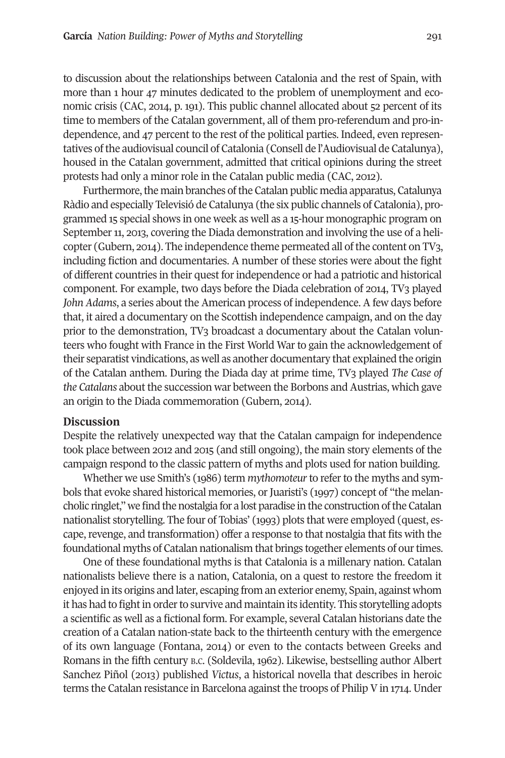to discussion about the relationships between Catalonia and the rest of Spain, with more than 1 hour 47 minutes dedicated to the problem of unemployment and economic crisis (CAC, 2014, p. 191). This public channel allocated about 52 percent of its time to members of the Catalan government, all of them pro-referendum and pro-independence, and 47 percent to the rest of the political parties. Indeed, even representatives of the audiovisual council of Catalonia (Consell de l'Audiovisual de Catalunya), housed in the Catalan government, admitted that critical opinions during the street protests had only a minor role in the Catalan public media (CAC, 2012).

Furthermore, the main branches of the Catalan public media apparatus, Catalunya Ràdio and especially Televisió de Catalunya (the six public channels of Catalonia), programmed 15 special shows in one week as well as a 15-hour monographic program on September 11, 2013, covering the Diada demonstration and involving the use of a helicopter (Gubern, 2014). The independence theme permeated all of the content on TV3, including fiction and documentaries. A number of these stories were about the fight of different countries in their quest for independence or had a patriotic and historical component. For example, two days before the Diada celebration of 2014, TV3 played *John Adams*, a series about the American process of independence. A few days before that, it aired a documentary on the Scottish independence campaign, and on the day prior to the demonstration, TV3 broadcast a documentary about the Catalan volunteers who fought with France in the First World War to gain the acknowledgement of their separatist vindications, as well as another documentary that explained the origin of the Catalan anthem. During the Diada day at prime time, TV3 played *The Case of the Catalans* about the succession war between the Borbons and Austrias, which gave an origin to the Diada commemoration (Gubern, 2014).

## Discussion

Despite the relatively unexpected way that the Catalan campaign for independence took place between 2012 and 2015 (and still ongoing), the main story elements of the campaign respond to the classic pattern of myths and plots used for nation building.

Whether we use Smith's (1986) term *mythomoteur* to refer to the myths and symbols that evoke shared historical memories, or Juaristi's (1997) concept of "the melancholic ringlet," we find the nostalgia for a lost paradise in the construction of the Catalan nationalist storytelling. The four of Tobias' (1993) plots that were employed (quest, escape, revenge, and transformation) offer a response to that nostalgia that fits with the foundational myths of Catalan nationalism that brings together elements of our times.

One of these foundational myths is that Catalonia is a millenary nation. Catalan nationalists believe there is a nation, Catalonia, on a quest to restore the freedom it enjoyed in its origins and later, escaping from an exterior enemy, Spain, against whom it has had to fight in order to survive and maintain its identity. This storytelling adopts a scientific as well as a fictional form. For example, several Catalan historians date the creation of a Catalan nation-state back to the thirteenth century with the emergence of its own language (Fontana, 2014) or even to the contacts between Greeks and Romans in the fifth century B.C. (Soldevila, 1962). Likewise, bestselling author Albert Sanchez Piñol (2013) published *Victus*, a historical novella that describes in heroic terms the Catalan resistance in Barcelona against the troops of Philip V in 1714. Under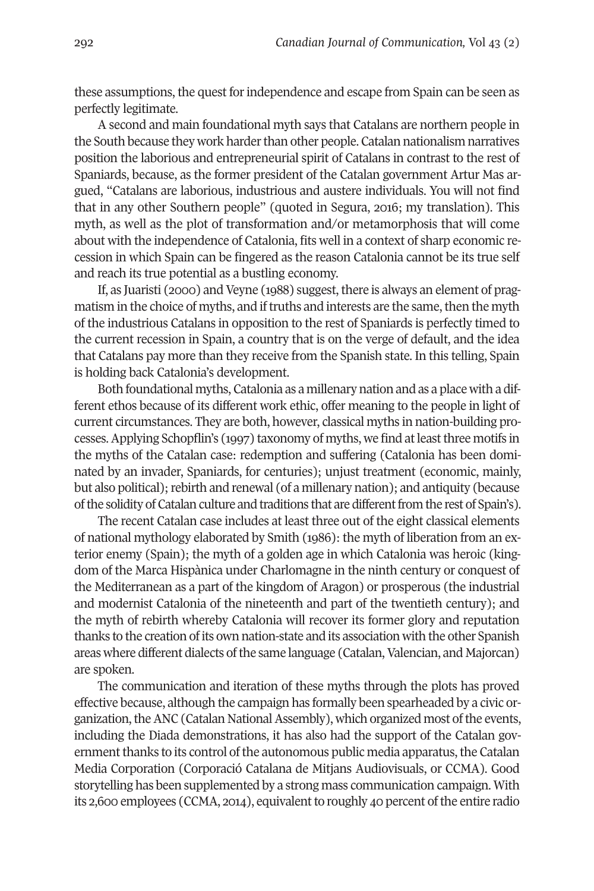these assumptions, the quest for independence and escape from Spain can be seen as perfectly legitimate.

A second and main foundational myth says that Catalans are northern people in the South because they work harder than other people. Catalan nationalism narratives position the laborious and entrepreneurial spirit of Catalans in contrast to the rest of Spaniards, because, as the former president of the Catalan government Artur Mas argued, "Catalans are laborious, industrious and austere individuals. You will not find that in any other Southern people" (quoted in Segura, 2016; my translation). This myth, as well as the plot of transformation and/or metamorphosis that will come about with the independence of Catalonia, fits well in a context of sharp economic recession in which Spain can be fingered as the reason Catalonia cannot be its true self and reach its true potential as a bustling economy.

If, as Juaristi (2000) and Veyne (1988) suggest, there is always an element of pragmatism in the choice of myths, and if truths and interests are the same, then the myth of the industrious Catalans in opposition to the rest of Spaniards is perfectly timed to the current recession in Spain, a country that is on the verge of default, and the idea that Catalans pay more than they receive from the Spanish state. In this telling, Spain is holding back Catalonia's development.

Both foundational myths, Catalonia as a millenary nation and as a place with a different ethos because of its different work ethic, offer meaning to the people in light of current circumstances. They are both, however, classical myths in nation-building processes. Applying Schopflin's (1997) taxonomy of myths, we find at least three motifs in the myths of the Catalan case: redemption and suffering (Catalonia has been dominated by an invader, Spaniards, for centuries); unjust treatment (economic, mainly, but also political); rebirth and renewal (of a millenary nation); and antiquity (because of the solidity of Catalan culture and traditions that are different from the rest of Spain's).

The recent Catalan case includes at least three out of the eight classical elements of national mythology elaborated by Smith (1986): the myth of liberation from an exterior enemy (Spain); the myth of a golden age in which Catalonia was heroic (kingdom of the Marca Hispànica under Charlomagne in the ninth century or conquest of the Mediterranean as a part of the kingdom of Aragon) or prosperous (the industrial and modernist Catalonia of the nineteenth and part of the twentieth century); and the myth of rebirth whereby Catalonia will recover its former glory and reputation thanks to the creation of its own nation-state and its association with the other Spanish areas where different dialects of the same language (Catalan, Valencian, and Majorcan) are spoken.

The communication and iteration of these myths through the plots has proved effective because, although the campaign has formally been spearheaded by a civic organization, the ANC (Catalan National Assembly), which organized most of the events, including the Diada demonstrations, it has also had the support of the Catalan government thanks to its control of the autonomous public media apparatus, the Catalan Media Corporation (Corporació Catalana de Mitjans Audiovisuals, or CCMA). Good storytelling has been supplemented by a strong mass communication campaign. With its 2,600 employees (CCMA, 2014), equivalent to roughly 40 percent of the entire radio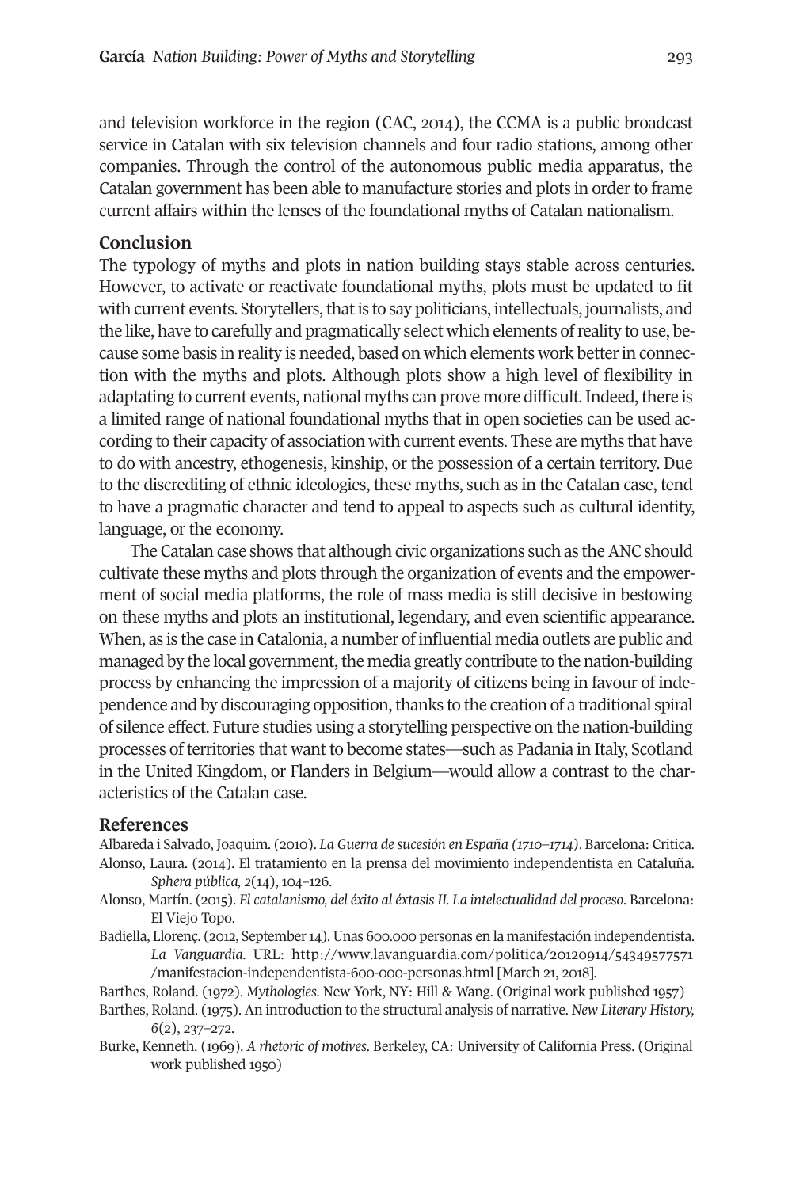and television workforce in the region (CAC, 2014), the CCMA is a public broadcast service in Catalan with six television channels and four radio stations, among other companies. Through the control of the autonomous public media apparatus, the Catalan government has been able to manufacture stories and plots in order to frame current affairs within the lenses of the foundational myths of Catalan nationalism.

## Conclusion

The typology of myths and plots in nation building stays stable across centuries. However, to activate or reactivate foundational myths, plots must be updated to fit with current events. Storytellers, that is to say politicians, intellectuals, journalists, and the like, have to carefully and pragmatically select which elements of reality to use, because some basis in reality is needed, based on which elements work better in connection with the myths and plots. Although plots show a high level of flexibility in adaptating to current events, national myths can prove more difficult. Indeed, there is a limited range of national foundational myths that in open societies can be used according to their capacity of association with current events. These are myths that have to do with ancestry, ethogenesis, kinship, or the possession of a certain territory. Due to the discrediting of ethnic ideologies, these myths, such as in the Catalan case, tend to have a pragmatic character and tend to appeal to aspects such as cultural identity, language, or the economy.

The Catalan case shows that although civic organizations such as the ANC should cultivate these myths and plots through the organization of events and the empowerment of social media platforms, the role of mass media is still decisive in bestowing on these myths and plots an institutional, legendary, and even scientific appearance. When, as is the case in Catalonia, a number of influential media outlets are public and managed by the local government, the media greatly contribute to the nation-building process by enhancing the impression of a majority of citizens being in favour of independence and by discouraging opposition, thanks to the creation of a traditional spiral of silence effect. Future studies using a storytelling perspective on the nation-building processes of territories that want to become states—such as Padania in Italy, Scotland in the United Kingdom, or Flanders in Belgium—would allow a contrast to the characteristics of the Catalan case.

## References

Albareda i Salvado, Joaquim. (2010). *La Guerra de sucesión en España (1710–1714)*. Barcelona: Critica.

Alonso, Laura. (2014). El tratamiento en la prensa del movimiento independentista en Cataluña. *Sphera pública, 2*(14), 104–126.

Alonso, Martín. (2015). *El catalanismo, del éxito al éxtasis II. La intelectualidad del proceso*. Barcelona: El Viejo Topo.

Badiella, Llorenç. (2012, September 14). Unas 600.000 personas en la manifestación independentista. *La Vanguardia.* URL: http://www.lavanguardia.com/politica/20120914/54349577571/manifestacion-independentista-600-000-personas.html [March 21, 2018].

Barthes, Roland. (1972). *Mythologies*. New York, NY: Hill & Wang. (Original work published 1957)

Barthes, Roland. (1975). An introduction to the structural analysis of narrative. *New Literary History, 6*(2), 237–272.

Burke, Kenneth. (1969). *A rhetoric of motives*. Berkeley, CA: University of California Press. (Original work published 1950)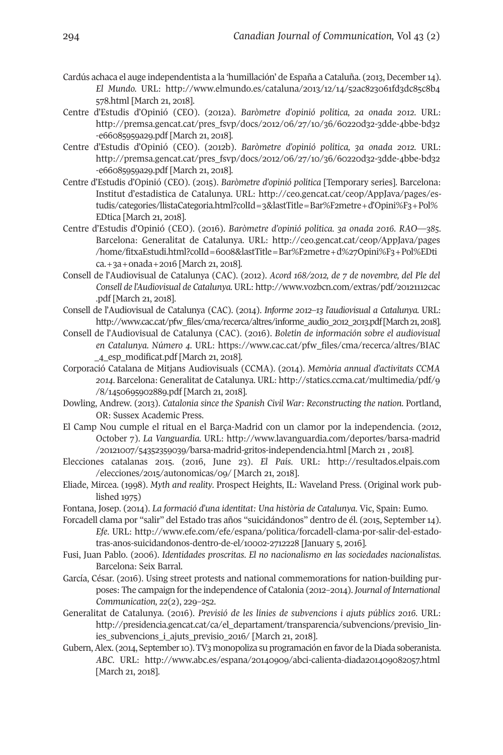Cardús achaca el auge independentista a la 'humillación' de España a Cataluña. (2013, December 14). *El Mundo*. URL: http://www.elmundo.es/cataluna/2013/12/14/52ac823061fd3dc85c8b4578.html [March 21, 2018].

Centre d'Estudis d'Opinió (CEO). (2012a). *Baròmetre d'opinió política, 2a onada 2012*. URL: http://premsa.gencat.cat/pres_fsvp/docs/2012/06/27/10/36/60220d32-3dde-4bbe-bd32-e66085959a29.pdf [March 21, 2018].

Centre d'Estudis d'Opinió (CEO). (2012b). *Baròmetre d'opinió política, 3a onada 2012*. URL: http://premsa.gencat.cat/pres_fsvp/docs/2012/06/27/10/36/60220d32-3dde-4bbe-bd32-e66085959a29.pdf [March 21, 2018].

Centre d'Estudis d'Opinió (CEO). (2015). *Baròmetre d'opinió política* [Temporary series]. Barcelona: Institut d'estadistica de Catalunya. URL: http://ceo.gencat.cat/ceop/AppJava/pages/estudis/categories/llistaCategoria.html?colId=3&lastTitle=Bar%F2metre+d'Opini%F3+Pol%EDtica [March 21, 2018].

Centre d'Estudis d'Opinió (CEO). (2016). *Baròmetre d'opinió política. 3a onada 2016. RAO—385*. Barcelona: Generalitat de Catalunya. URL: http://ceo.gencat.cat/ceop/AppJava/pages/home/fitxaEstudi.html?colId=6008&lastTitle=Bar%F2metre+d%27Opini%F3+Pol%EDtica.+3a+onada+2016 [March 21, 2018].

Consell de l'Audiovisual de Catalunya (CAC). (2012). *Acord 168/2012, de 7 de novembre, del Ple del Consell de l'Audiovisual de Catalunya*. URL: http://www.vozbcn.com/extras/pdf/20121112cac.pdf [March 21, 2018].

Consell de l'Audiovisual de Catalunya (CAC). (2014). *Informe 2012–13 l'audiovisual a Catalunya*. URL: http://www.cac.cat/pfw_files/cma/recerca/altres/informe_audio_2012_2013.pdf [March 21, 2018].

Consell de l'Audiovisual de Catalunya (CAC). (2016). *Boletin de información sobre el audiovisual en Catalunya. Número 4*. URL: https://www.cac.cat/pfw_files/cma/recerca/altres/BIAC_4_esp_modificat.pdf [March 21, 2018].

Corporació Catalana de Mitjans Audiovisuals (CCMA). (2014). *Memòria annual d'activitats CCMA 2014*. Barcelona: Generalitat de Catalunya. URL: http://statics.ccma.cat/multimedia/pdf/9/8/1450695902889.pdf [March 21, 2018].

Dowling, Andrew. (2013). *Catalonia since the Spanish Civil War: Reconstructing the nation*. Portland, OR: Sussex Academic Press.

El Camp Nou cumple el ritual en el Barça-Madrid con un clamor por la independencia. (2012, October 7). *La Vanguardia*. URL: http://www.lavanguardia.com/deportes/barsa-madrid/20121007/54352359039/barsa-madrid-gritos-independencia.html [March 21 , 2018].

Elecciones catalanas 2015. (2016, June 23). *El País*. URL: http://resultados.elpais.com/elecciones/2015/autonomicas/09/ [March 21, 2018].

Eliade, Mircea. (1998). *Myth and reality*. Prospect Heights, IL: Waveland Press. (Original work published 1975)

Fontana, Josep. (2014). *La formació d'una identitat: Una història de Catalunya*. Vic, Spain: Eumo.

Forcadell clama por "salir" del Estado tras años "suicidándonos" dentro de él. (2015, September 14). *Efe*. URL: http://www.efe.com/efe/espana/politica/forcadell-clama-por-salir-del-estado-tras-anos-suicidandonos-dentro-de-el/10002-2712228 [January 5, 2016].

Fusi, Juan Pablo. (2006). *Identidades proscritas. El no nacionalismo en las sociedades nacionalistas*. Barcelona: Seix Barral.

García, César. (2016). Using street protests and national commemorations for nation-building purposes: The campaign for the independence of Catalonia (2012–2014). *Journal of International Communication, 22*(2), 229–252.

Generalitat de Catalunya. (2016). *Previsió de les línies de subvencions i ajuts públics 2016*. URL: http://presidencia.gencat.cat/ca/el_departament/transparencia/subvencions/previsio_linies_subvencions_i_ajuts_previsio_2016/ [March 21, 2018].

Gubern, Alex. (2014, September 10). TV3 monopoliza su programación en favor de la Diada soberanista. *ABC*. URL: http://www.abc.es/espana/20140909/abci-calienta-diada201409082057.html [March 21, 2018].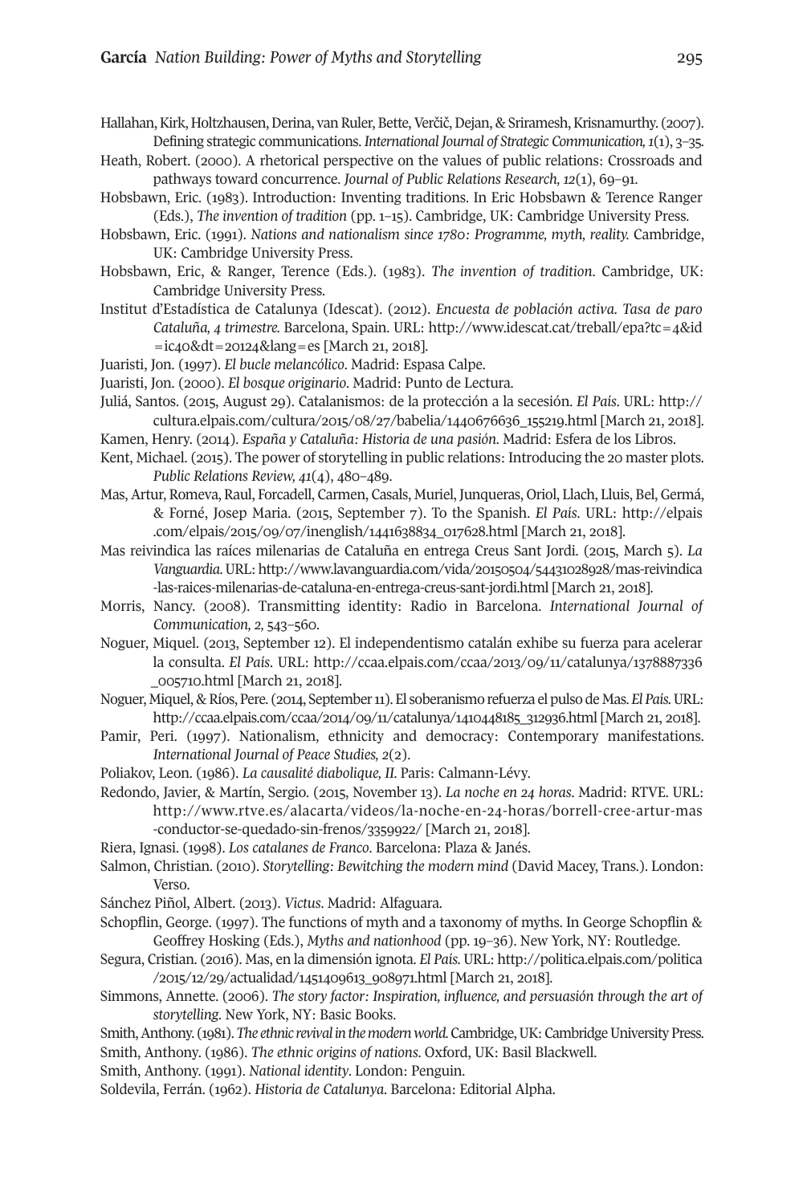Hallahan, Kirk, Holtzhausen, Derina, van Ruler, Bette, Verčič, Dejan, & Sriramesh, Krisnamurthy. (2007). Defining strategic communications. *International Journal of Strategic Communication, 1*(1), 3–35.

Heath, Robert. (2000). A rhetorical perspective on the values of public relations: Crossroads and pathways toward concurrence. *Journal of Public Relations Research, 12*(1), 69–91.

Hobsbawn, Eric. (1983). Introduction: Inventing traditions. In Eric Hobsbawn & Terence Ranger (Eds.), *The invention of tradition* (pp. 1–15). Cambridge, UK: Cambridge University Press.

Hobsbawn, Eric. (1991). *Nations and nationalism since 1780: Programme, myth, reality.* Cambridge, UK: Cambridge University Press.

Hobsbawn, Eric, & Ranger, Terence (Eds.). (1983). *The invention of tradition*. Cambridge, UK: Cambridge University Press.

Institut d'Estadística de Catalunya (Idescat). (2012). *Encuesta de población activa. Tasa de paro Cataluña, 4 trimestre.* Barcelona, Spain. URL: http://www.idescat.cat/treball/epa?tc=4&id=ic40&dt=20124&lang=es [March 21, 2018].

Juaristi, Jon. (1997). *El bucle melancólico*. Madrid: Espasa Calpe.

Juaristi, Jon. (2000). *El bosque originario*. Madrid: Punto de Lectura.

Juliá, Santos. (2015, August 29). Catalanismos: de la protección a la secesión. *El País*. URL: http://cultura.elpais.com/cultura/2015/08/27/babelia/1440676636_155219.html [March 21, 2018].

Kamen, Henry. (2014). *España y Cataluña: Historia de una pasión.* Madrid: Esfera de los Libros.

Kent, Michael. (2015). The power of storytelling in public relations: Introducing the 20 master plots. *Public Relations Review, 41*(4), 480–489.

Mas, Artur, Romeva, Raul, Forcadell, Carmen, Casals, Muriel, Junqueras, Oriol, Llach, Lluis, Bel, Germá, & Forné, Josep Maria. (2015, September 7). To the Spanish. *El País*. URL: http://elpais.com/elpais/2015/09/07/inenglish/1441638834_017628.html [March 21, 2018].

Mas reivindica las raíces milenarias de Cataluña en entrega Creus Sant Jordi. (2015, March 5). *La Vanguardia*. URL: http://www.lavanguardia.com/vida/20150504/54431028928/mas-reivindica-las-raices-milenarias-de-cataluna-en-entrega-creus-sant-jordi.html [March 21, 2018].

Morris, Nancy. (2008). Transmitting identity: Radio in Barcelona. *International Journal of Communication, 2*, 543–560.

Noguer, Miquel. (2013, September 12). El independentismo catalán exhibe su fuerza para acelerar la consulta. *El País*. URL: http://ccaa.elpais.com/ccaa/2013/09/11/catalunya/1378887336_005710.html [March 21, 2018].

Noguer, Miquel, & Ríos, Pere. (2014, September 11). El soberanismo refuerza el pulso de Mas. *El País*. URL: http://ccaa.elpais.com/ccaa/2014/09/11/catalunya/1410448185_312936.html [March 21, 2018].

Pamir, Peri. (1997). Nationalism, ethnicity and democracy: Contemporary manifestations. *International Journal of Peace Studies, 2*(2).

Poliakov, Leon. (1986). *La causalité diabolique, II.* Paris: Calmann-Lévy.

Redondo, Javier, & Martín, Sergio. (2015, November 13). *La noche en 24 horas*. Madrid: RTVE. URL: http://www.rtve.es/alacarta/videos/la-noche-en-24-horas/borrell-cree-artur-mas-conductor-se-quedado-sin-frenos/3359922/ [March 21, 2018].

Riera, Ignasi. (1998). *Los catalanes de Franco*. Barcelona: Plaza & Janés.

Salmon, Christian. (2010). *Storytelling: Bewitching the modern mind* (David Macey, Trans.). London: Verso.

Sánchez Piñol, Albert. (2013). *Victus*. Madrid: Alfaguara.

Schopflin, George. (1997). The functions of myth and a taxonomy of myths. In George Schopflin & Geoffrey Hosking (Eds.), *Myths and nationhood* (pp. 19–36). New York, NY: Routledge.

Segura, Cristian. (2016). Mas, en la dimensión ignota. *El País*. URL: http://politica.elpais.com/politica/2015/12/29/actualidad/1451409613_908971.html [March 21, 2018].

Simmons, Annette. (2006). *The story factor: Inspiration, influence, and persuasión through the art of storytelling*. New York, NY: Basic Books.

Smith, Anthony. (1981). *The ethnic revival in the modern world.* Cambridge, UK: Cambridge University Press.

Smith, Anthony. (1986). *The ethnic origins of nations*. Oxford, UK: Basil Blackwell.

Smith, Anthony. (1991). *National identity*. London: Penguin.

Soldevila, Ferrán. (1962). *Historia de Catalunya*. Barcelona: Editorial Alpha.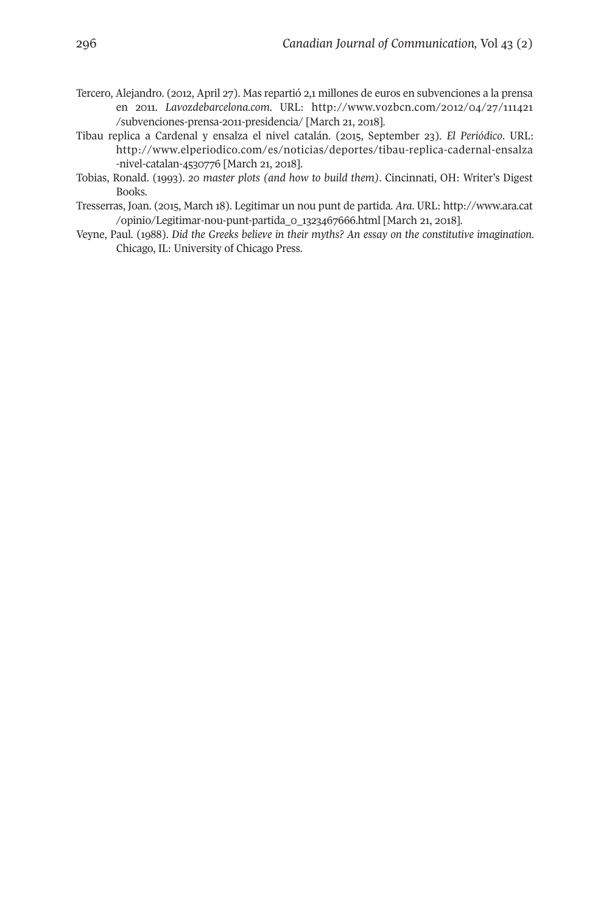Tercero, Alejandro. (2012, April 27). Mas repartió 2,1 millones de euros en subvenciones a la prensa en 2011. *Lavozdebarcelona.com*. URL: http://www.vozbcn.com/2012/04/27/111421/subvenciones-prensa-2011-presidencia/ [March 21, 2018].

Tibau replica a Cardenal y ensalza el nivel catalán. (2015, September 23). *El Periódico*. URL: http://www.elperiodico.com/es/noticias/deportes/tibau-replica-cadernal-ensalza-nivel-catalan-4530776 [March 21, 2018].

Tobias, Ronald. (1993). *20 master plots (and how to build them)*. Cincinnati, OH: Writer's Digest Books.

Tresserras, Joan. (2015, March 18). Legitimar un nou punt de partida. *Ara*. URL: http://www.ara.cat/opinio/Legitimar-nou-punt-partida_0_1323467666.html [March 21, 2018].

Veyne, Paul. (1988). *Did the Greeks believe in their myths? An essay on the constitutive imagination*. Chicago, IL: University of Chicago Press.